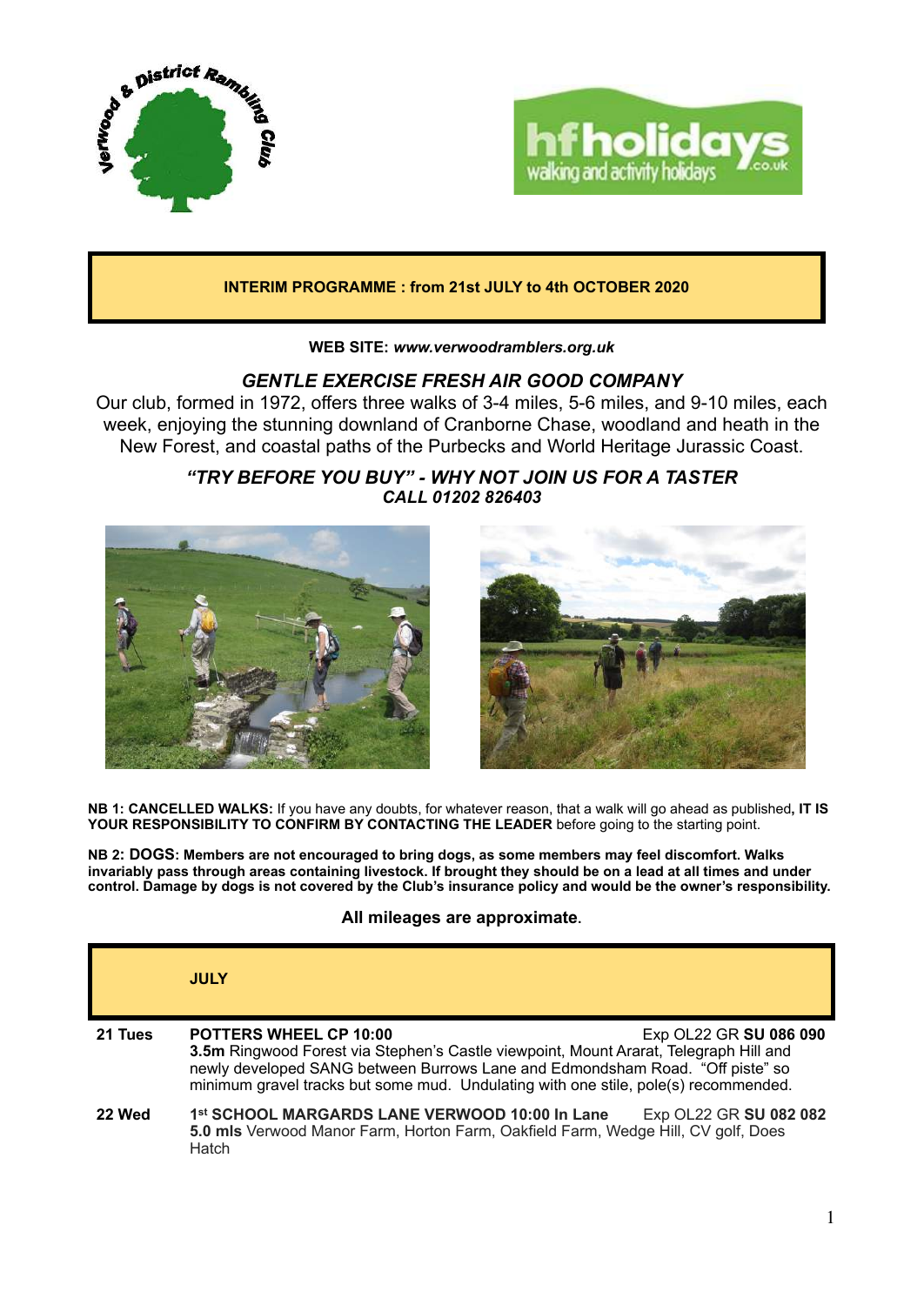**INTERIM PROGRAMME : from 21st JULY to 4th OCTOBER 2020**

**WEB SITE:** ***www.verwoodramblers.org.uk***

## *GENTLE EXERCISE FRESH AIR GOOD COMPANY*

Our club, formed in 1972, offers three walks of 3-4 miles, 5-6 miles, and 9-10 miles, each week, enjoying the stunning downland of Cranborne Chase, woodland and heath in the New Forest, and coastal paths of the Purbecks and World Heritage Jurassic Coast.

***"TRY BEFORE YOU BUY" - WHY NOT JOIN US FOR A TASTER***
***CALL 01202 826403***

**NB 1: CANCELLED WALKS:** If you have any doubts, for whatever reason, that a walk will go ahead as published**, IT IS YOUR RESPONSIBILITY TO CONFIRM BY CONTACTING THE LEADER** before going to the starting point.

**NB 2: DOGS: Members are not encouraged to bring dogs, as some members may feel discomfort. Walks invariably pass through areas containing livestock. If brought they should be on a lead at all times and under control. Damage by dogs is not covered by the Club's insurance policy and would be the owner's responsibility.**

**All mileages are approximate**.

| | **JULY** |
|---|---|
| **21 Tues** | **POTTERS WHEEL CP 10:00** Exp OL22 GR **SU 086 090**<br>**3.5m** Ringwood Forest via Stephen's Castle viewpoint, Mount Ararat, Telegraph Hill and newly developed SANG between Burrows Lane and Edmondsham Road. "Off piste" so minimum gravel tracks but some mud. Undulating with one stile, pole(s) recommended. |
| **22 Wed** | **1st SCHOOL MARGARDS LANE VERWOOD 10:00 In Lane** Exp OL22 GR **SU 082 082**<br>**5.0 mls** Verwood Manor Farm, Horton Farm, Oakfield Farm, Wedge Hill, CV golf, Does Hatch |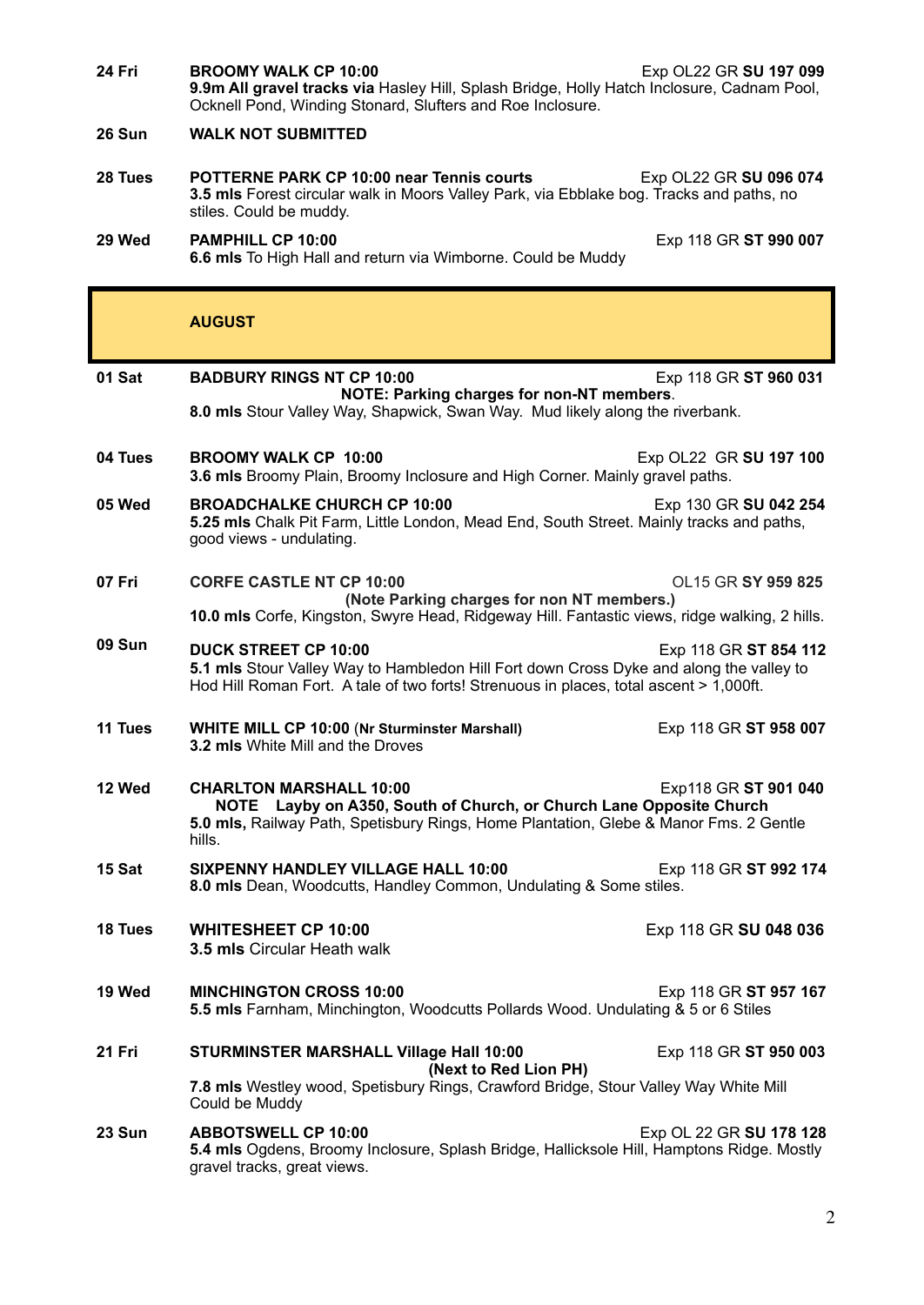**24 Fri** **BROOMY WALK CP 10:00** Exp OL22 GR **SU 197 099**
**9.9m All gravel tracks via** Hasley Hill, Splash Bridge, Holly Hatch Inclosure, Cadnam Pool, Ocknell Pond, Winding Stonard, Slufters and Roe Inclosure.

**26 Sun** **WALK NOT SUBMITTED**

**28 Tues** **POTTERNE PARK CP 10:00 near Tennis courts** Exp OL22 GR **SU 096 074**
**3.5 mls** Forest circular walk in Moors Valley Park, via Ebblake bog. Tracks and paths, no stiles. Could be muddy.

**29 Wed** **PAMPHILL CP 10:00** Exp 118 GR **ST 990 007**
**6.6 mls** To High Hall and return via Wimborne. Could be Muddy

## AUGUST

**01 Sat** **BADBURY RINGS NT CP 10:00** Exp 118 GR **ST 960 031**
**NOTE: Parking charges for non-NT members**.
**8.0 mls** Stour Valley Way, Shapwick, Swan Way. Mud likely along the riverbank.

**04 Tues** **BROOMY WALK CP 10:00** Exp OL22 GR **SU 197 100**
**3.6 mls** Broomy Plain, Broomy Inclosure and High Corner. Mainly gravel paths.

**05 Wed** **BROADCHALKE CHURCH CP 10:00** Exp 130 GR **SU 042 254**
**5.25 mls** Chalk Pit Farm, Little London, Mead End, South Street. Mainly tracks and paths, good views - undulating.

**07 Fri** **CORFE CASTLE NT CP 10:00** OL15 GR **SY 959 825**
**(Note Parking charges for non NT members.)**
**10.0 mls** Corfe, Kingston, Swyre Head, Ridgeway Hill. Fantastic views, ridge walking, 2 hills.

**09 Sun** **DUCK STREET CP 10:00** Exp 118 GR **ST 854 112**
**5.1 mls** Stour Valley Way to Hambledon Hill Fort down Cross Dyke and along the valley to Hod Hill Roman Fort. A tale of two forts! Strenuous in places, total ascent > 1,000ft.

**11 Tues** **WHITE MILL CP 10:00** (**Nr Sturminster Marshall)** Exp 118 GR **ST 958 007**
**3.2 mls** White Mill and the Droves

**12 Wed** **CHARLTON MARSHALL 10:00** Exp118 GR **ST 901 040**
**NOTE Layby on A350, South of Church, or Church Lane Opposite Church**
**5.0 mls,** Railway Path, Spetisbury Rings, Home Plantation, Glebe & Manor Fms. 2 Gentle hills.

**15 Sat** **SIXPENNY HANDLEY VILLAGE HALL 10:00** Exp 118 GR **ST 992 174**
**8.0 mls** Dean, Woodcutts, Handley Common, Undulating & Some stiles.

**18 Tues** **WHITESHEET CP 10:00** Exp 118 GR **SU 048 036**
**3.5 mls** Circular Heath walk

**19 Wed** **MINCHINGTON CROSS 10:00** Exp 118 GR **ST 957 167**
**5.5 mls** Farnham, Minchington, Woodcutts Pollards Wood. Undulating & 5 or 6 Stiles

**21 Fri** **STURMINSTER MARSHALL Village Hall 10:00** Exp 118 GR **ST 950 003**
**(Next to Red Lion PH)**
**7.8 mls** Westley wood, Spetisbury Rings, Crawford Bridge, Stour Valley Way White Mill Could be Muddy

**23 Sun** **ABBOTSWELL CP 10:00** Exp OL 22 GR **SU 178 128**
**5.4 mls** Ogdens, Broomy Inclosure, Splash Bridge, Hallicksole Hill, Hamptons Ridge. Mostly gravel tracks, great views.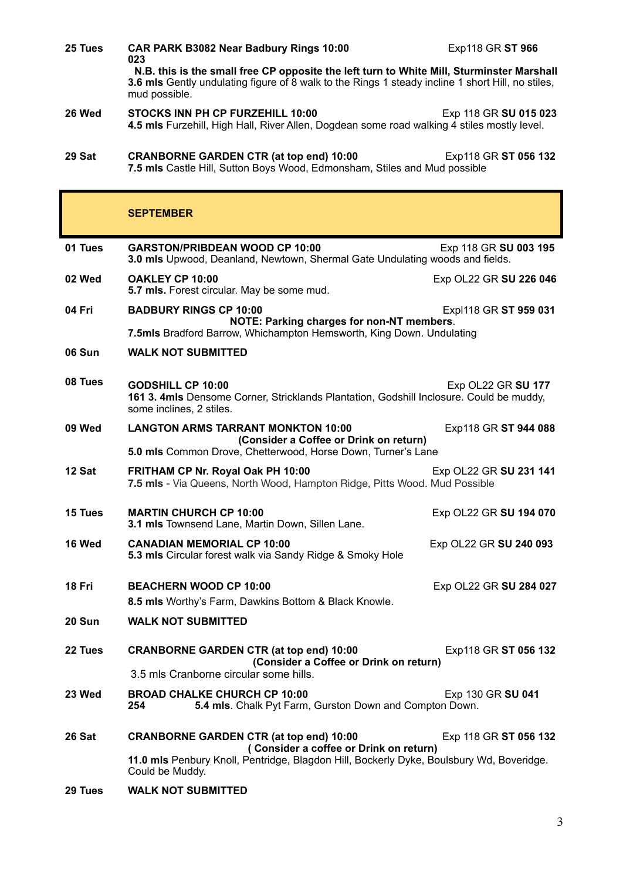**25 Tues** **CAR PARK B3082 Near Badbury Rings 10:00** Exp118 GR **ST 966 023**
**N.B. this is the small free CP opposite the left turn to White Mill, Sturminster Marshall**
**3.6 mls** Gently undulating figure of 8 walk to the Rings 1 steady incline 1 short Hill, no stiles, mud possible.

**26 Wed** **STOCKS INN PH CP FURZEHILL 10:00** Exp 118 GR **SU 015 023**
**4.5 mls** Furzehill, High Hall, River Allen, Dogdean some road walking 4 stiles mostly level.

**29 Sat** **CRANBORNE GARDEN CTR (at top end) 10:00** Exp118 GR **ST 056 132**
**7.5 mls** Castle Hill, Sutton Boys Wood, Edmonsham, Stiles and Mud possible

## SEPTEMBER

**01 Tues** **GARSTON/PRIBDEAN WOOD CP 10:00** Exp 118 GR **SU 003 195**
**3.0 mls** Upwood, Deanland, Newtown, Shermal Gate Undulating woods and fields.

**02 Wed** **OAKLEY CP 10:00** Exp OL22 GR **SU 226 046**
**5.7 mls.** Forest circular. May be some mud.

**04 Fri** **BADBURY RINGS CP 10:00** Expl118 GR **ST 959 031**
**NOTE: Parking charges for non-NT members**.
**7.5mls** Bradford Barrow, Whichampton Hemsworth, King Down. Undulating

**06 Sun** **WALK NOT SUBMITTED**

**08 Tues** **GODSHILL CP 10:00** Exp OL22 GR **SU 177 161** **3. 4mls** Densome Corner, Stricklands Plantation, Godshill Inclosure. Could be muddy, some inclines, 2 stiles.

**09 Wed** **LANGTON ARMS TARRANT MONKTON 10:00** Exp118 GR **ST 944 088**
**(Consider a Coffee or Drink on return)**
**5.0 mls** Common Drove, Chetterwood, Horse Down, Turner's Lane

**12 Sat** **FRITHAM CP Nr. Royal Oak PH 10:00** Exp OL22 GR **SU 231 141**
**7.5 mls** - Via Queens, North Wood, Hampton Ridge, Pitts Wood. Mud Possible

**15 Tues** **MARTIN CHURCH CP 10:00** Exp OL22 GR **SU 194 070**
**3.1 mls** Townsend Lane, Martin Down, Sillen Lane.

**16 Wed** **CANADIAN MEMORIAL CP 10:00** Exp OL22 GR **SU 240 093**
**5.3 mls** Circular forest walk via Sandy Ridge & Smoky Hole

**18 Fri** **BEACHERN WOOD CP 10:00** Exp OL22 GR **SU 284 027**
**8.5 mls** Worthy's Farm, Dawkins Bottom & Black Knowle.

**20 Sun** **WALK NOT SUBMITTED**

**22 Tues** **CRANBORNE GARDEN CTR (at top end) 10:00** Exp118 GR **ST 056 132**
**(Consider a Coffee or Drink on return)**
3.5 mls Cranborne circular some hills.

**23 Wed** **BROAD CHALKE CHURCH CP 10:00** Exp 130 GR **SU 041 254** **5.4 mls**. Chalk Pyt Farm, Gurston Down and Compton Down.

**26 Sat** **CRANBORNE GARDEN CTR (at top end) 10:00** Exp 118 GR **ST 056 132**
**( Consider a coffee or Drink on return)**
**11.0 mls** Penbury Knoll, Pentridge, Blagdon Hill, Bockerly Dyke, Boulsbury Wd, Boveridge. Could be Muddy.

**29 Tues** **WALK NOT SUBMITTED**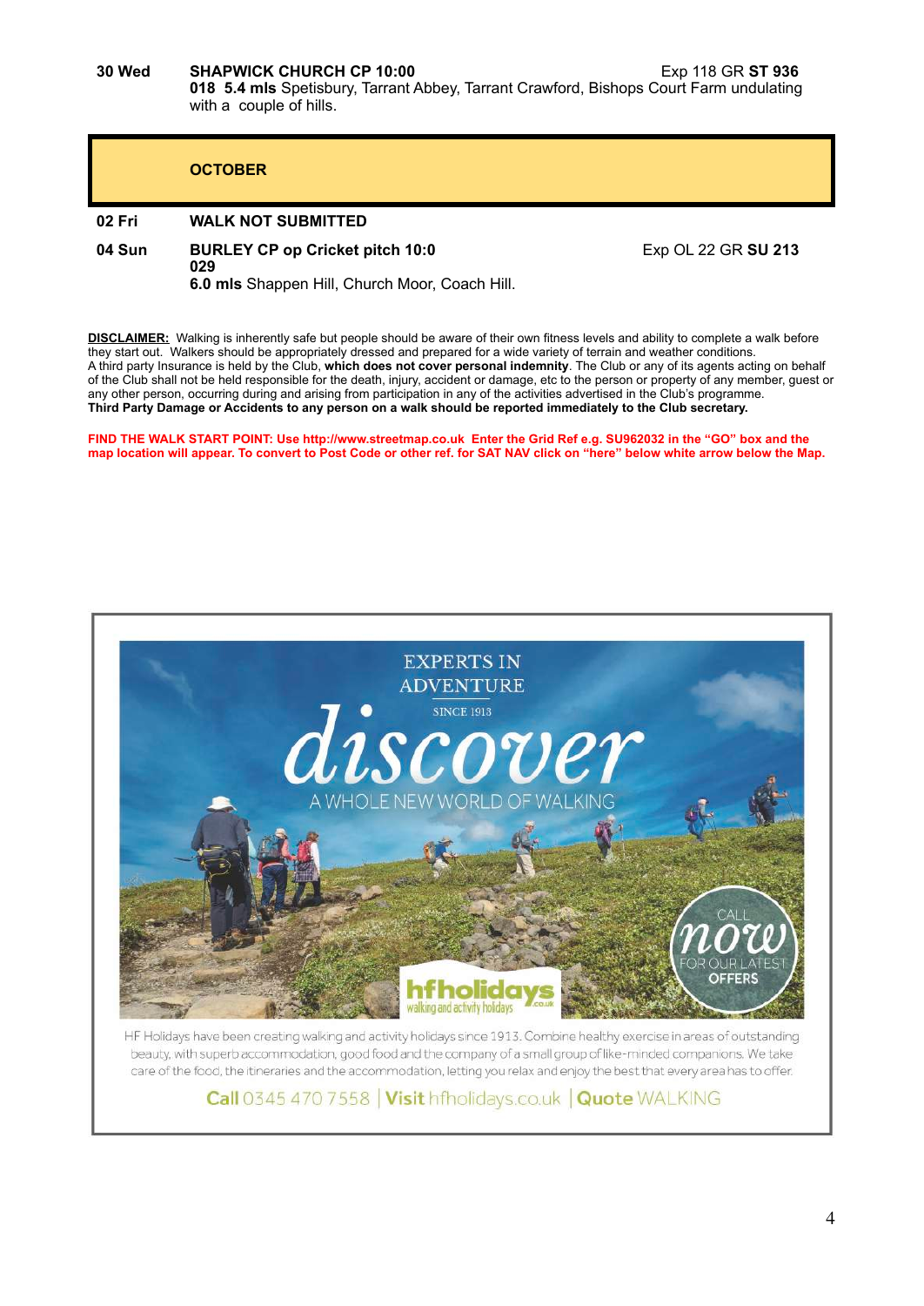**30 Wed** **SHAPWICK CHURCH CP 10:00** Exp 118 GR **ST 936 018** **5.4 mls** Spetisbury, Tarrant Abbey, Tarrant Crawford, Bishops Court Farm undulating with a couple of hills.

## OCTOBER

**02 Fri** **WALK NOT SUBMITTED**

**04 Sun** **BURLEY CP op Cricket pitch 10:0** Exp OL 22 GR **SU 213 029**
**6.0 mls** Shappen Hill, Church Moor, Coach Hill.

**DISCLAIMER:** Walking is inherently safe but people should be aware of their own fitness levels and ability to complete a walk before they start out. Walkers should be appropriately dressed and prepared for a wide variety of terrain and weather conditions.
A third party Insurance is held by the Club, **which does not cover personal indemnity**. The Club or any of its agents acting on behalf of the Club shall not be held responsible for the death, injury, accident or damage, etc to the person or property of any member, guest or any other person, occurring during and arising from participation in any of the activities advertised in the Club's programme.
**Third Party Damage or Accidents to any person on a walk should be reported immediately to the Club secretary.**

**FIND THE WALK START POINT: Use http://www.streetmap.co.uk Enter the Grid Ref e.g. SU962032 in the "GO" box and the map location will appear. To convert to Post Code or other ref. for SAT NAV click on "here" below white arrow below the Map.**

EXPERTS IN ADVENTURE
SINCE 1913
discover
A WHOLE NEW WORLD OF WALKING
CALL now FOR OUR LATEST OFFERS
hfholidays walking and activity holidays .co.uk

HF Holidays have been creating walking and activity holidays since 1913. Combine healthy exercise in areas of outstanding beauty, with superb accommodation, good food and the company of a small group of like-minded companions. We take care of the food, the itineraries and the accommodation, letting you relax and enjoy the best that every area has to offer.

**Call** 0345 470 7558 | **Visit** hfholidays.co.uk | **Quote** WALKING